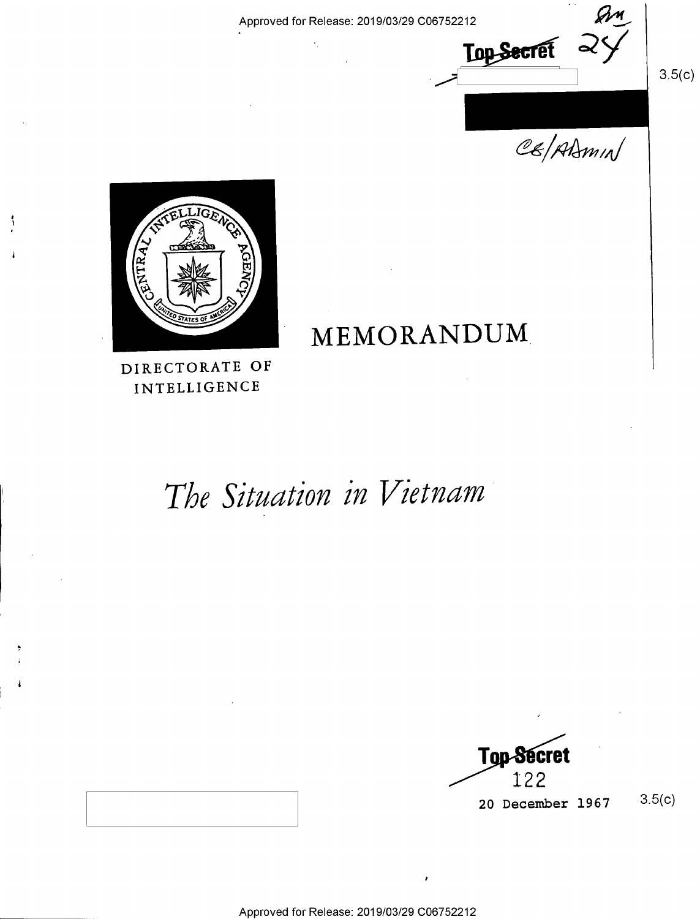Top Secret

3.5(c)

CS/ADMIN

MEMORANDUM

DIRECTORATE OF INTELLIGENCE

# *The Situation in Vietnam*

Top Secret

122

20 December 1967

3.5(c)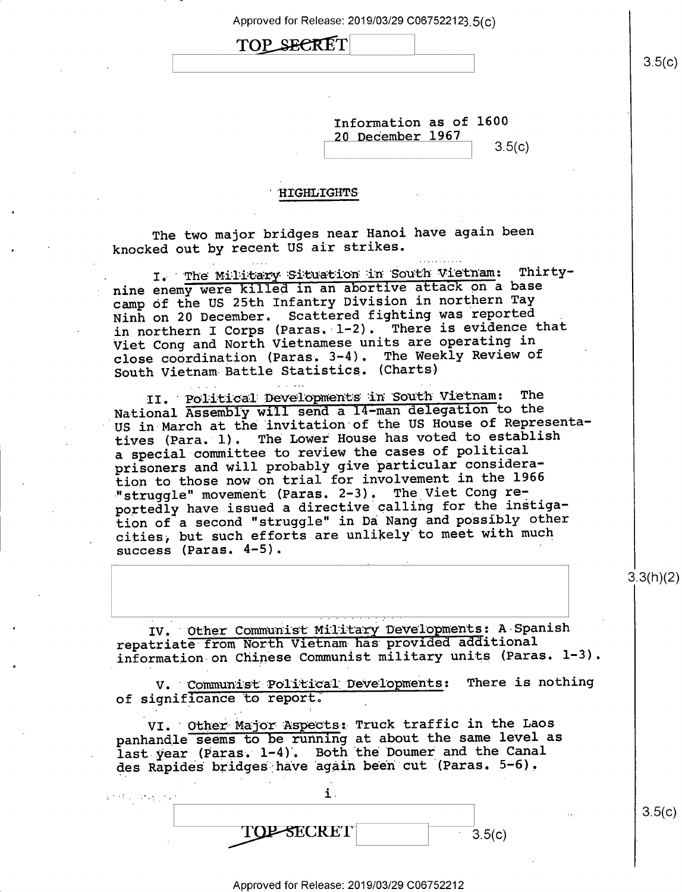Information as of 1600
20 December 1967

## HIGHLIGHTS

The two major bridges near Hanoi have again been knocked out by recent US air strikes.

I. The Military Situation in South Vietnam: Thirty-nine enemy were killed in an abortive attack on a base camp of the US 25th Infantry Division in northern Tay Ninh on 20 December. Scattered fighting was reported in northern I Corps (Paras. 1-2). There is evidence that Viet Cong and North Vietnamese units are operating in close coordination (Paras. 3-4). The Weekly Review of South Vietnam Battle Statistics. (Charts)

II. Political Developments in South Vietnam: The National Assembly will send a 14-man delegation to the US in March at the invitation of the US House of Representatives (Para. 1). The Lower House has voted to establish a special committee to review the cases of political prisoners and will probably give particular consideration to those now on trial for involvement in the 1966 "struggle" movement (Paras. 2-3). The Viet Cong reportedly have issued a directive calling for the instigation of a second "struggle" in Da Nang and possibly other cities, but such efforts are unlikely to meet with much success (Paras. 4-5).

IV. Other Communist Military Developments: A Spanish repatriate from North Vietnam has provided additional information on Chinese Communist military units (Paras. 1-3).

V. Communist Political Developments: There is nothing of significance to report.

VI. Other Major Aspects: Truck traffic in the Laos panhandle seems to be running at about the same level as last year (Paras. 1-4). Both the Doumer and the Canal des Rapides bridges have again been cut (Paras. 5-6).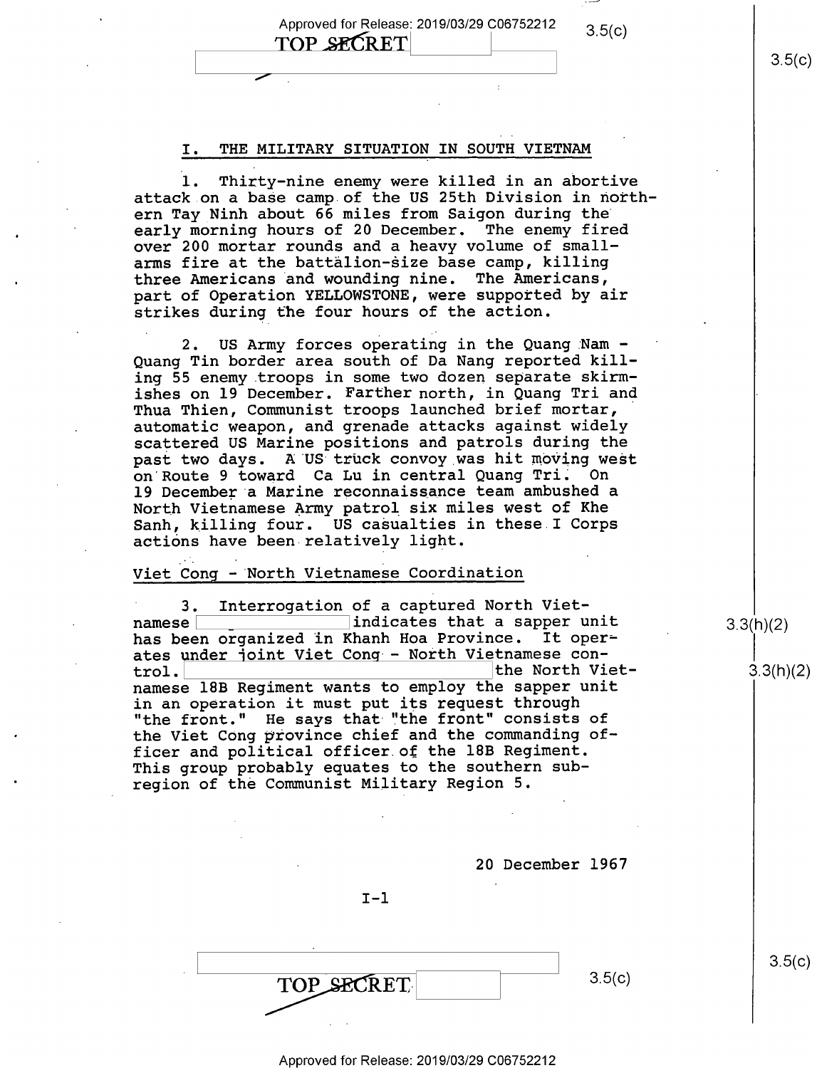## I. THE MILITARY SITUATION IN SOUTH VIETNAM

1. Thirty-nine enemy were killed in an abortive attack on a base camp of the US 25th Division in northern Tay Ninh about 66 miles from Saigon during the early morning hours of 20 December. The enemy fired over 200 mortar rounds and a heavy volume of small-arms fire at the battalion-size base camp, killing three Americans and wounding nine. The Americans, part of Operation YELLOWSTONE, were supported by air strikes during the four hours of the action.

2. US Army forces operating in the Quang Nam - Quang Tin border area south of Da Nang reported killing 55 enemy troops in some two dozen separate skirmishes on 19 December. Farther north, in Quang Tri and Thua Thien, Communist troops launched brief mortar, automatic weapon, and grenade attacks against widely scattered US Marine positions and patrols during the past two days. A US truck convoy was hit moving west on Route 9 toward Ca Lu in central Quang Tri. On 19 December a Marine reconnaissance team ambushed a North Vietnamese Army patrol six miles west of Khe Sanh, killing four. US casualties in these I Corps actions have been relatively light.

### Viet Cong - North Vietnamese Coordination

3. Interrogation of a captured North Vietnamese [redacted] indicates that a sapper unit has been organized in Khanh Hoa Province. It operates under joint Viet Cong - North Vietnamese control. [redacted] the North Vietnamese 18B Regiment wants to employ the sapper unit in an operation it must put its request through "the front." He says that "the front" consists of the Viet Cong province chief and the commanding officer and political officer of the 18B Regiment. This group probably equates to the southern subregion of the Communist Military Region 5.

20 December 1967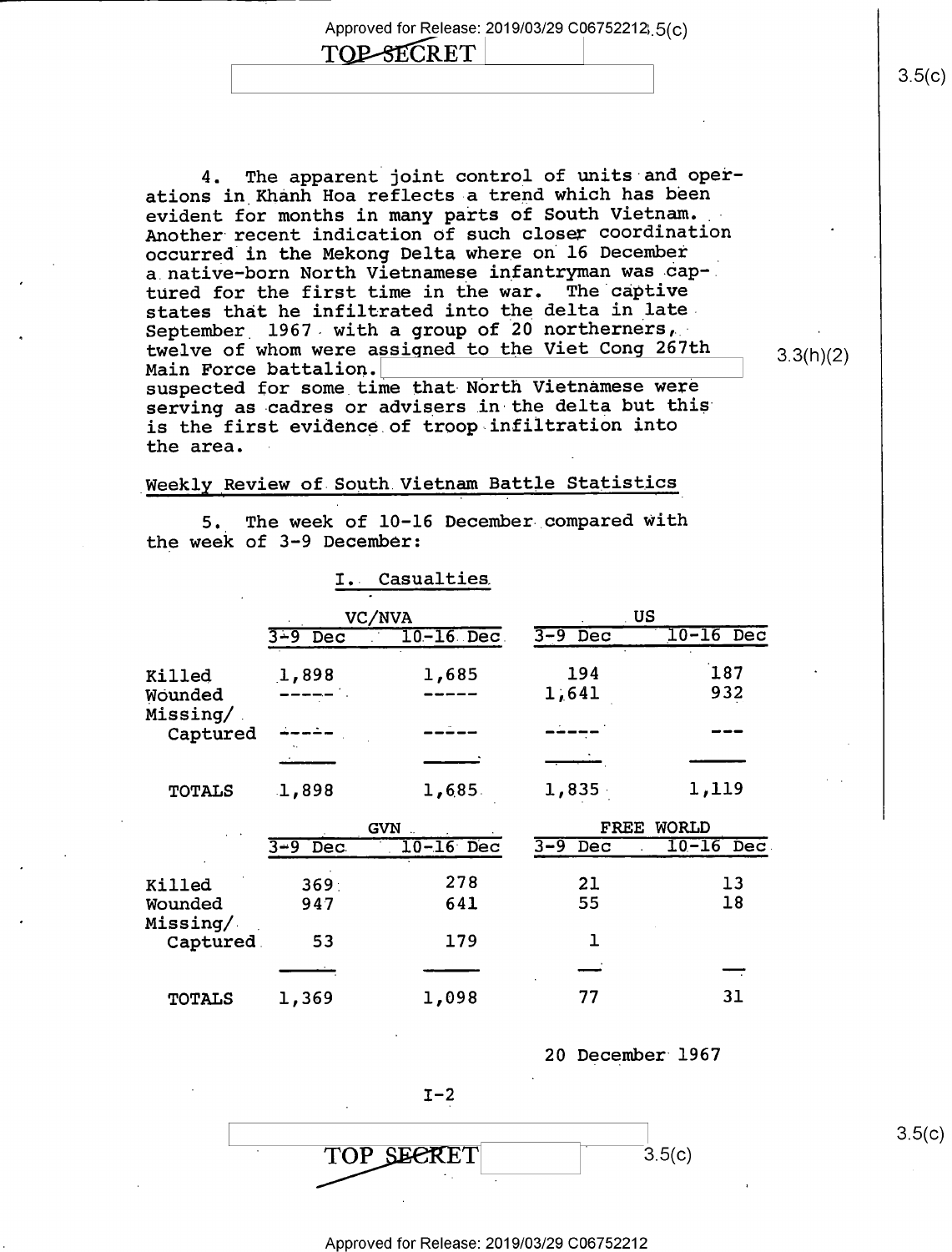Approved for Release: 2019/03/29 C06752212 3.5(c)

TOP SECRET

4. The apparent joint control of units and operations in Khanh Hoa reflects a trend which has been evident for months in many parts of South Vietnam. Another recent indication of such closer coordination occurred in the Mekong Delta where on 16 December a native-born North Vietnamese infantryman was captured for the first time in the war. The captive states that he infiltrated into the delta in late September 1967 with a group of 20 northerners, twelve of whom were assigned to the Viet Cong 267th Main Force battalion. [3.3(h)(2)] suspected for some time that North Vietnamese were serving as cadres or advisers in the delta but this is the first evidence of troop infiltration into the area.

## Weekly Review of South Vietnam Battle Statistics

5. The week of 10-16 December compared with the week of 3-9 December:

### I. Casualties

| | VC/NVA | | US | |
|---|---|---|---|---|
| | 3-9 Dec | 10-16 Dec | 3-9 Dec | 10-16 Dec |
| Killed | 1,898 | 1,685 | 194 | 187 |
| Wounded | ----- | ----- | 1,641 | 932 |
| Missing/ Captured | ----- | ----- | ----- | --- |
| TOTALS | 1,898 | 1,685 | 1,835 | 1,119 |

| | GVN | | FREE WORLD | |
|---|---|---|---|---|
| | 3-9 Dec | 10-16 Dec | 3-9 Dec | 10-16 Dec |
| Killed | 369 | 278 | 21 | 13 |
| Wounded | 947 | 641 | 55 | 18 |
| Missing/ Captured | 53 | 179 | 1 | |
| TOTALS | 1,369 | 1,098 | 77 | 31 |

20 December 1967

TOP SECRET 3.5(c)

Approved for Release: 2019/03/29 C06752212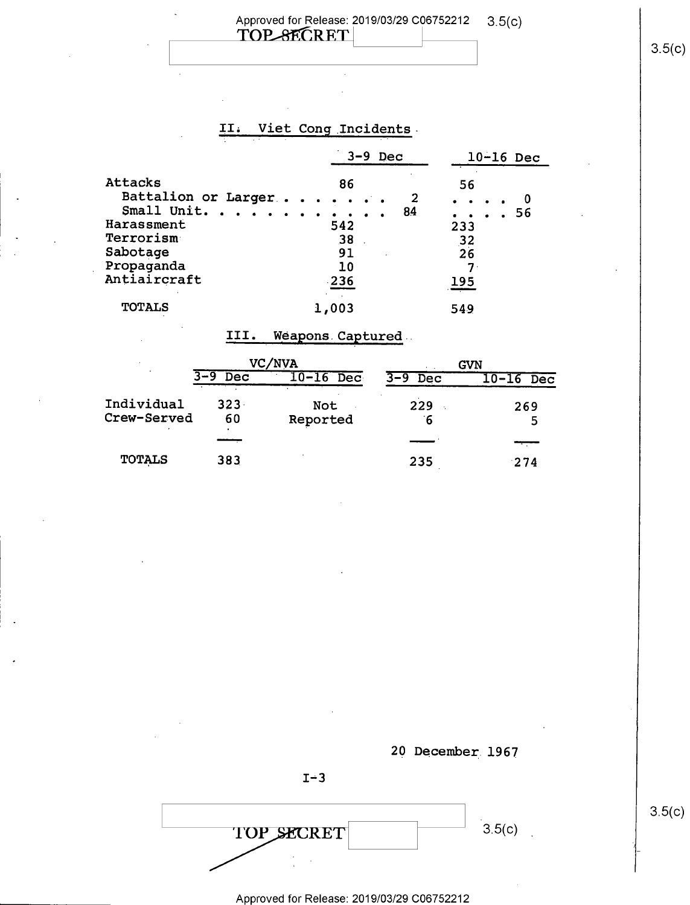## II. Viet Cong Incidents

| | 3-9 Dec | 10-16 Dec |
|---|---|---|
| Attacks | 86 | 56 |
| Battalion or Larger | 2 | 0 |
| Small Unit | 84 | 56 |
| Harassment | 542 | 233 |
| Terrorism | 38 | 32 |
| Sabotage | 91 | 26 |
| Propaganda | 10 | 7 |
| Antiaircraft | 236 | 195 |
| TOTALS | 1,003 | 549 |

## III. Weapons Captured

| | VC/NVA | | GVN | |
|---|---|---|---|---|
| | 3-9 Dec | 10-16 Dec | 3-9 Dec | 10-16 Dec |
| Individual | 323 | Not Reported | 229 | 269 |
| Crew-Served | 60 | | 6 | 5 |
| TOTALS | 383 | | 235 | 274 |

20 December 1967

I-3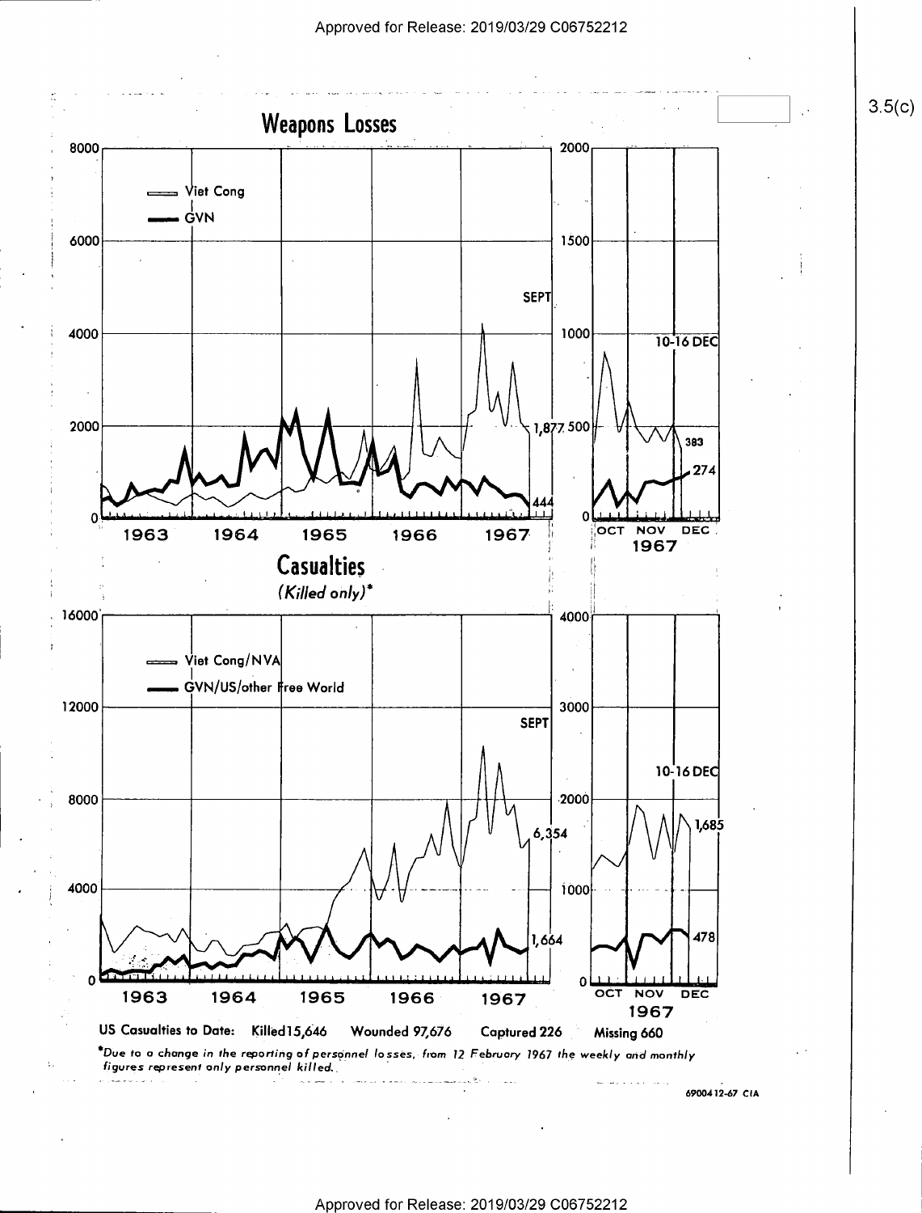# Weapons Losses

Viet Cong

GVN

SEPT

1,877

444

10-16 DEC

383

274

1963 1964 1965 1966 1967

OCT NOV DEC 1967

# Casualties

*(Killed only)**

Viet Cong/NVA

GVN/US/other Free World

SEPT

6,354

1,664

10-16 DEC

1,685

478

1963 1964 1965 1966 1967

OCT NOV DEC 1967

**US Casualties to Date: Killed 15,646 Wounded 97,676 Captured 226 Missing 660**

*Due to a change in the reporting of personnel losses, from 12 February 1967 the weekly and monthly figures represent only personnel killed.*

69004 12-67 CIA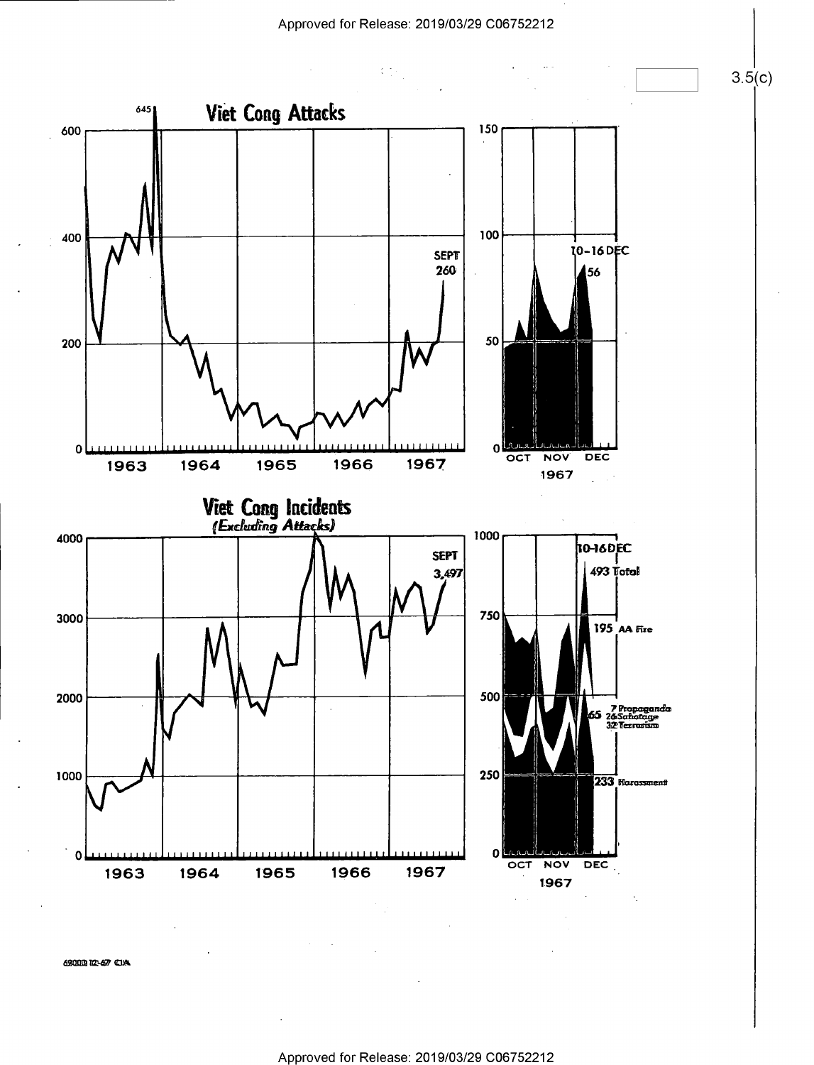3.5(c)

## Viet Cong Attacks

645

SEPT 260

10-16 DEC 56

1963 1964 1965 1966 1967

OCT NOV DEC 1967

## Viet Cong Incidents

*(Excluding Attacks)*

SEPT 3,497

10-16 DEC

493 Total

195 AA Fire

65 — 7 Propaganda, 26 Sabotage, 32 Terrorism

233 Harassment

1963 1964 1965 1966 1967

OCT NOV DEC 1967

69003 12-67 CIA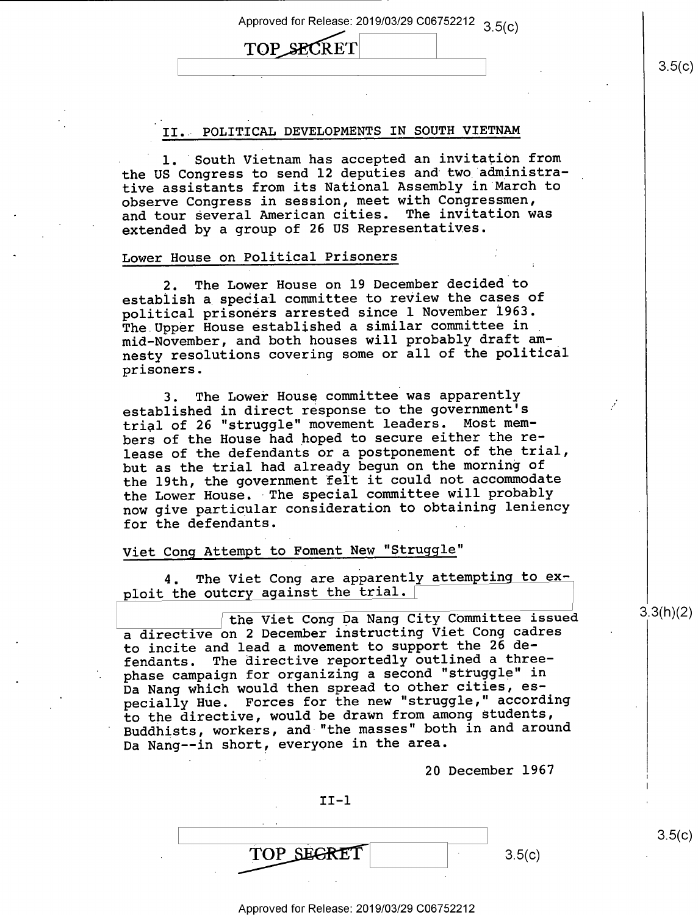## II. POLITICAL DEVELOPMENTS IN SOUTH VIETNAM

1. South Vietnam has accepted an invitation from the US Congress to send 12 deputies and two administrative assistants from its National Assembly in March to observe Congress in session, meet with Congressmen, and tour several American cities. The invitation was extended by a group of 26 US Representatives.

### Lower House on Political Prisoners

2. The Lower House on 19 December decided to establish a special committee to review the cases of political prisoners arrested since 1 November 1963. The Upper House established a similar committee in mid-November, and both houses will probably draft amnesty resolutions covering some or all of the political prisoners.

3. The Lower House committee was apparently established in direct response to the government's trial of 26 "struggle" movement leaders. Most members of the House had hoped to secure either the release of the defendants or a postponement of the trial, but as the trial had already begun on the morning of the 19th, the government felt it could not accommodate the Lower House. The special committee will probably now give particular consideration to obtaining leniency for the defendants.

### Viet Cong Attempt to Foment New "Struggle"

4. The Viet Cong are apparently attempting to exploit the outcry against the trial. [redacted] the Viet Cong Da Nang City Committee issued a directive on 2 December instructing Viet Cong cadres to incite and lead a movement to support the 26 defendants. The directive reportedly outlined a three-phase campaign for organizing a second "struggle" in Da Nang which would then spread to other cities, especially Hue. Forces for the new "struggle," according to the directive, would be drawn from among students, Buddhists, workers, and "the masses" both in and around Da Nang--in short, everyone in the area.

20 December 1967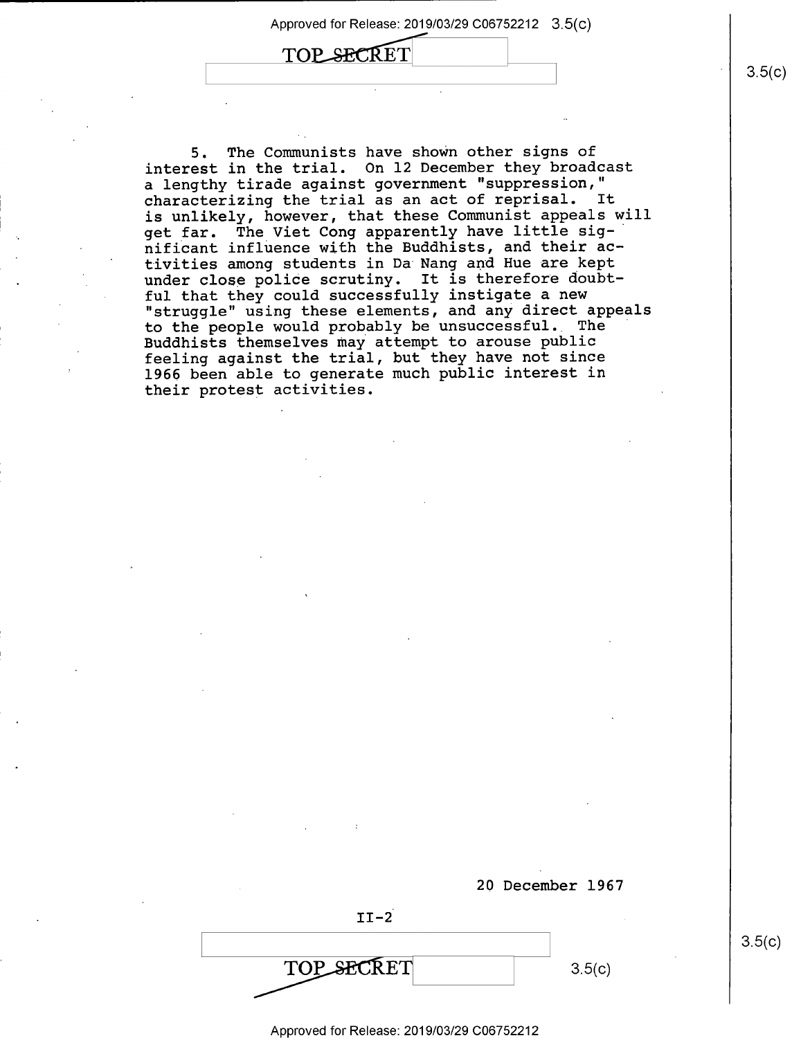5. The Communists have shown other signs of interest in the trial. On 12 December they broadcast a lengthy tirade against government "suppression," characterizing the trial as an act of reprisal. It is unlikely, however, that these Communist appeals will get far. The Viet Cong apparently have little significant influence with the Buddhists, and their activities among students in Da Nang and Hue are kept under close police scrutiny. It is therefore doubtful that they could successfully instigate a new "struggle" using these elements, and any direct appeals to the people would probably be unsuccessful. The Buddhists themselves may attempt to arouse public feeling against the trial, but they have not since 1966 been able to generate much public interest in their protest activities.

20 December 1967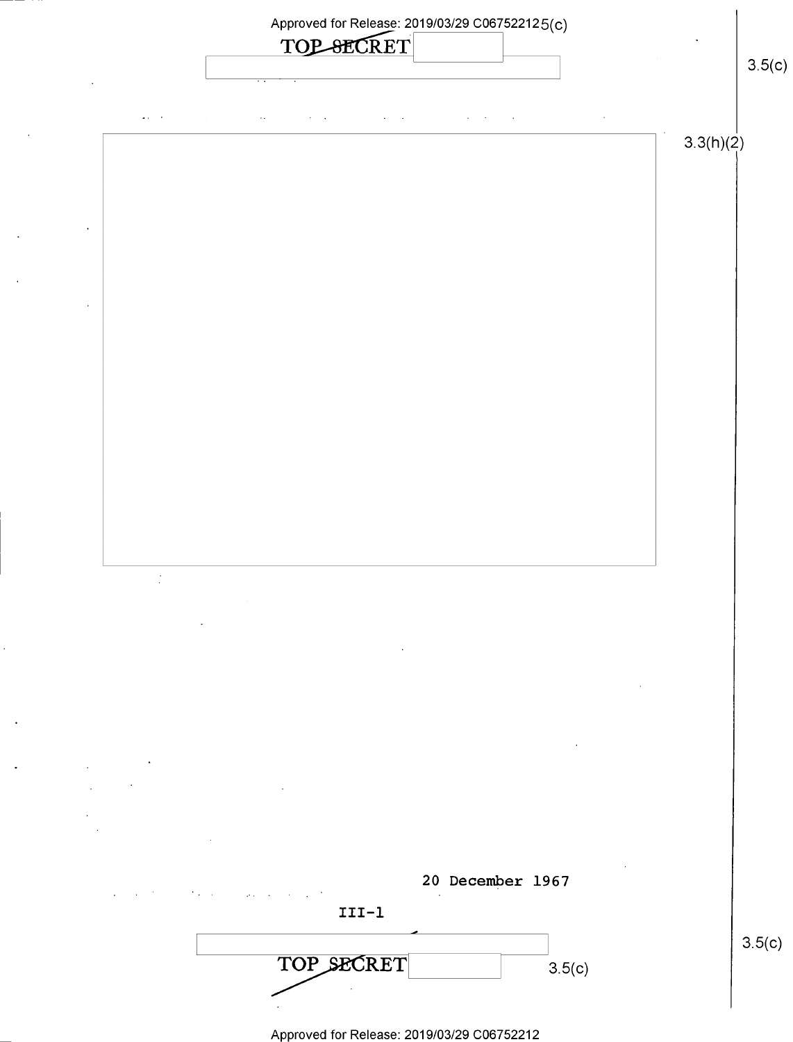TOP SECRET

20 December 1967

III-1

TOP SECRET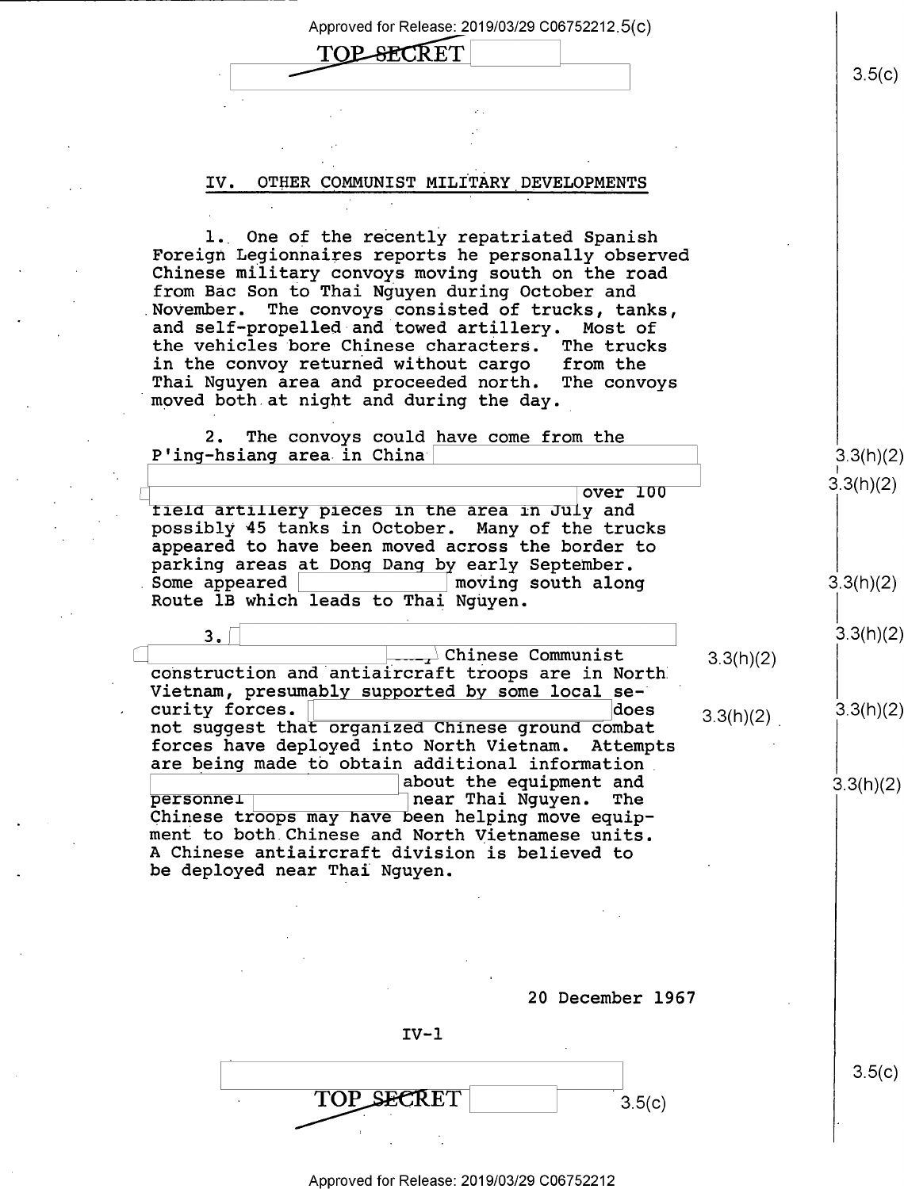## IV. OTHER COMMUNIST MILITARY DEVELOPMENTS

1. One of the recently repatriated Spanish Foreign Legionnaires reports he personally observed Chinese military convoys moving south on the road from Bac Son to Thai Nguyen during October and November. The convoys consisted of trucks, tanks, and self-propelled and towed artillery. Most of the vehicles bore Chinese characters. The trucks in the convoy returned without cargo from the Thai Nguyen area and proceeded north. The convoys moved both at night and during the day.

2. The convoys could have come from the P'ing-hsiang area in China over 100 field artillery pieces in the area in July and possibly 45 tanks in October. Many of the trucks appeared to have been moved across the border to parking areas at Dong Dang by early September. Some appeared moving south along Route 1B which leads to Thai Nguyen.

3. Chinese Communist construction and antiaircraft troops are in North Vietnam, presumably supported by some local security forces. does not suggest that organized Chinese ground combat forces have deployed into North Vietnam. Attempts are being made to obtain additional information about the equipment and personnel near Thai Nguyen. The Chinese troops may have been helping move equipment to both Chinese and North Vietnamese units. A Chinese antiaircraft division is believed to be deployed near Thai Nguyen.

20 December 1967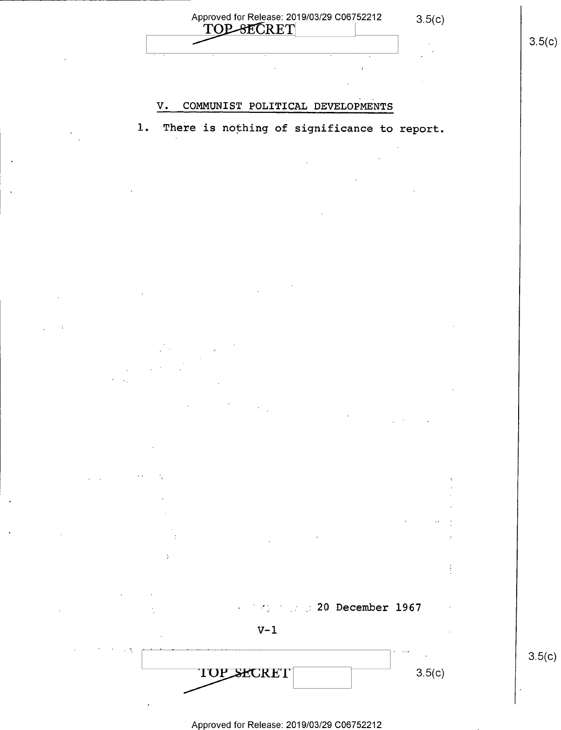## V. COMMUNIST POLITICAL DEVELOPMENTS

1. There is nothing of significance to report.

20 December 1967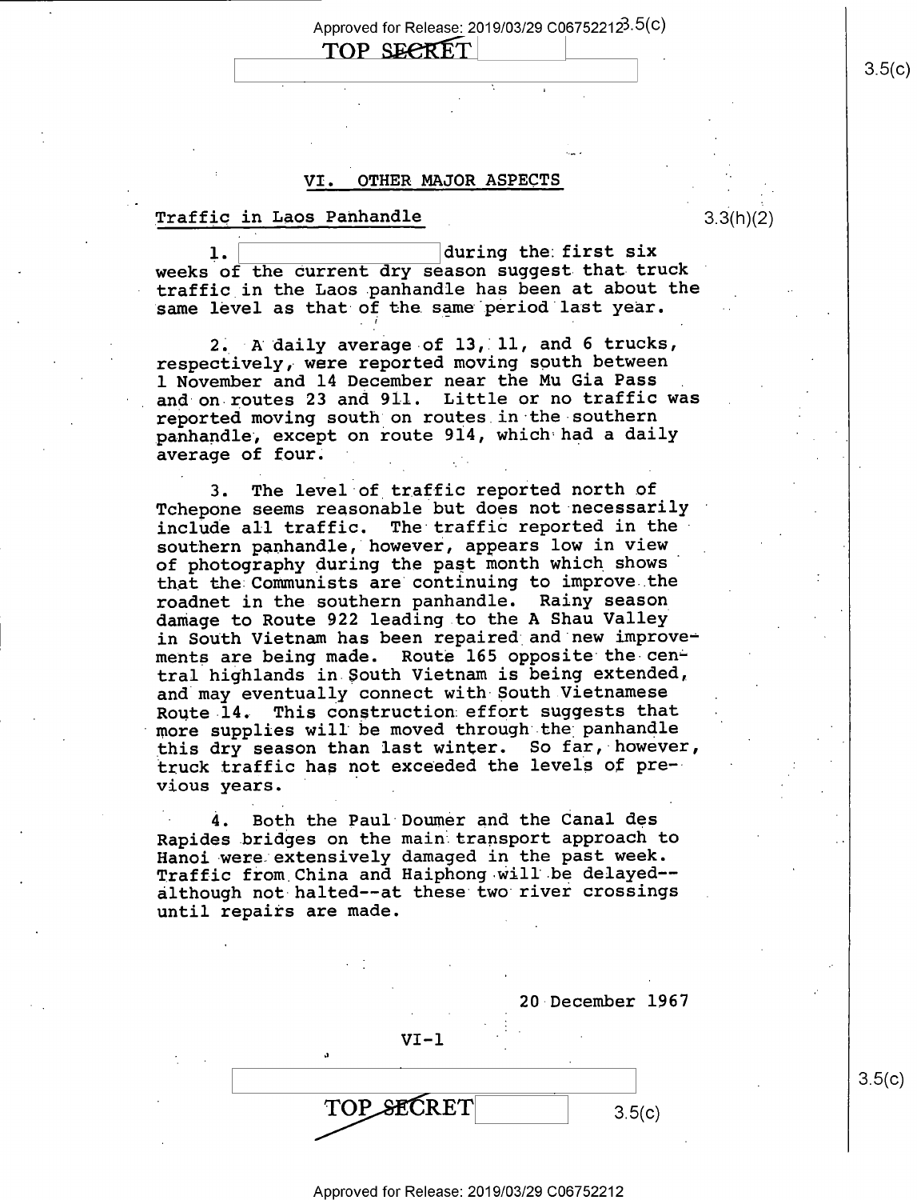## VI. OTHER MAJOR ASPECTS

### Traffic in Laos Panhandle

3.3(h)(2)

1. [redacted] during the first six weeks of the current dry season suggest that truck traffic in the Laos panhandle has been at about the same level as that of the same period last year.

2. A daily average of 13, 11, and 6 trucks, respectively, were reported moving south between 1 November and 14 December near the Mu Gia Pass and on routes 23 and 911. Little or no traffic was reported moving south on routes in the southern panhandle, except on route 914, which had a daily average of four.

3. The level of traffic reported north of Tchepone seems reasonable but does not necessarily include all traffic. The traffic reported in the southern panhandle, however, appears low in view of photography during the past month which shows that the Communists are continuing to improve the roadnet in the southern panhandle. Rainy season damage to Route 922 leading to the A Shau Valley in South Vietnam has been repaired and new improvements are being made. Route 165 opposite the central highlands in South Vietnam is being extended, and may eventually connect with South Vietnamese Route 14. This construction effort suggests that more supplies will be moved through the panhandle this dry season than last winter. So far, however, truck traffic has not exceeded the levels of previous years.

4. Both the Paul Doumer and the Canal des Rapides bridges on the main transport approach to Hanoi were extensively damaged in the past week. Traffic from China and Haiphong will be delayed--although not halted--at these two river crossings until repairs are made.

20 December 1967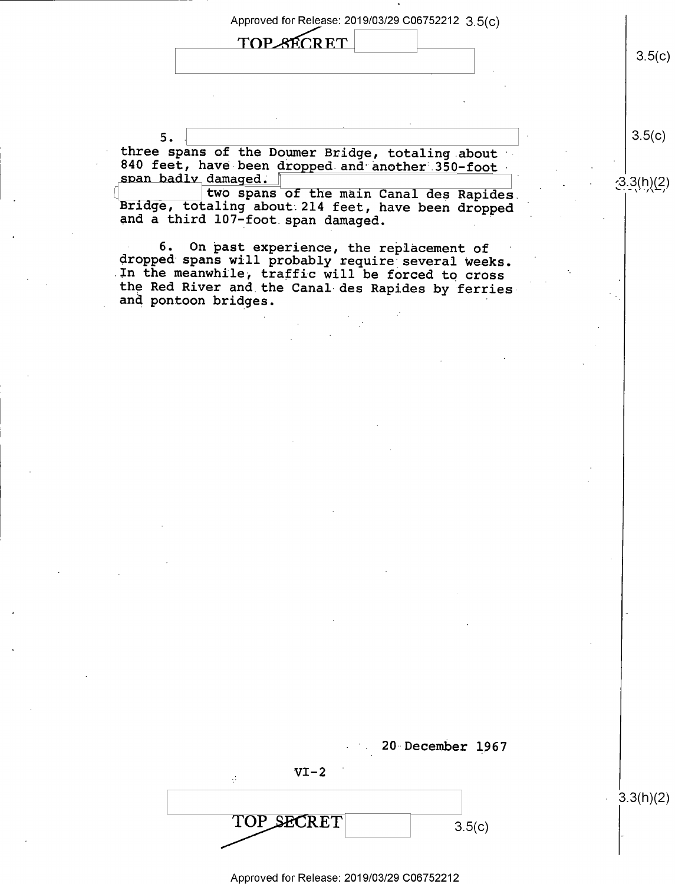5. three spans of the Doumer Bridge, totaling about 840 feet, have been dropped and another 350-foot span badly damaged. two spans of the main Canal des Rapides Bridge, totaling about 214 feet, have been dropped and a third 107-foot span damaged.

6. On past experience, the replacement of dropped spans will probably require several weeks. In the meanwhile, traffic will be forced to cross the Red River and the Canal des Rapides by ferries and pontoon bridges.

20 December 1967

VI-2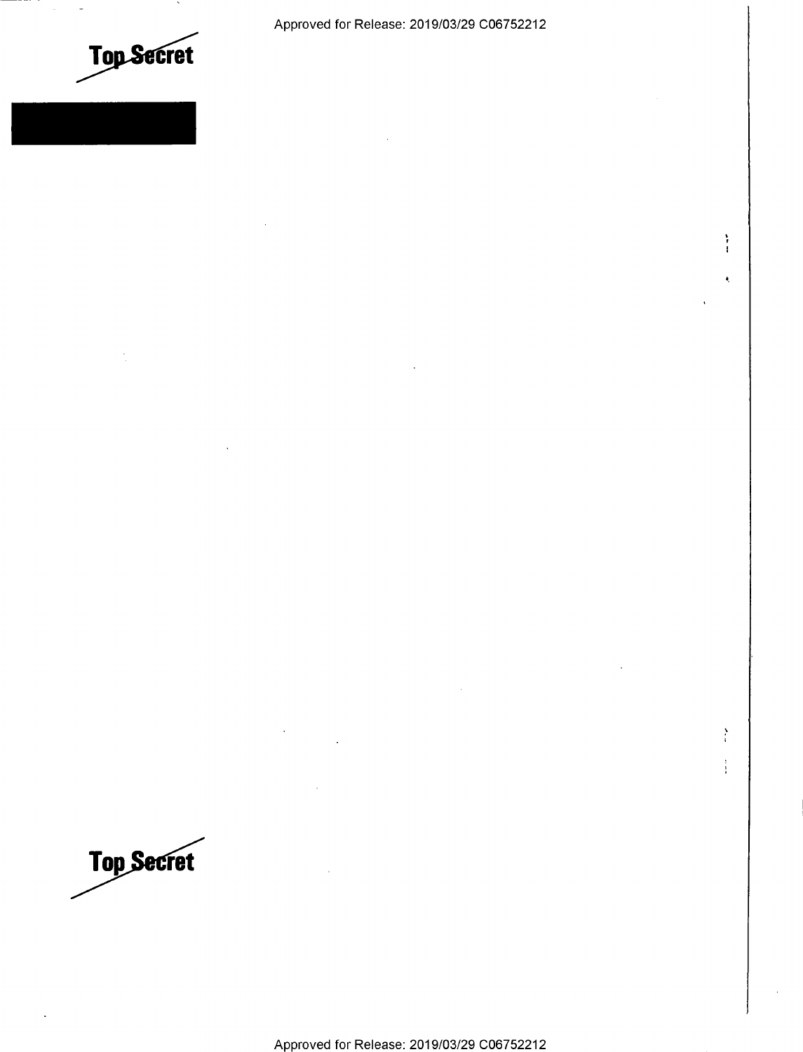Top Secret

Top Secret